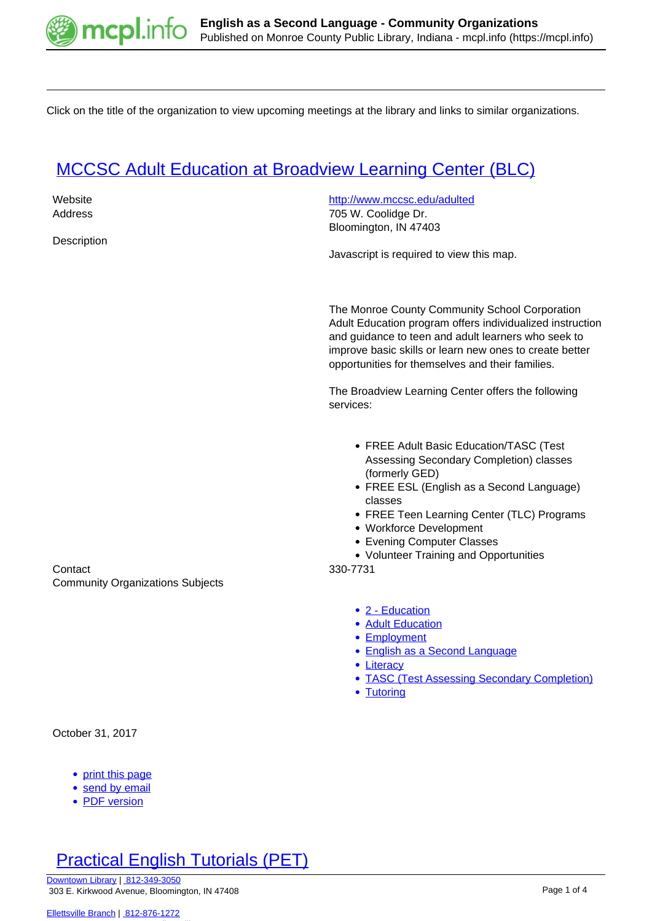Click on the title of the organization to view upcoming meetings at the library and links to similar organizations.

## MCCSC Adult Education at Broadview Learning Center (BLC)

Website
http://www.mccsc.edu/adulted

Address
705 W. Coolidge Dr.
Bloomington, IN 47403

Javascript is required to view this map.

Description

The Monroe County Community School Corporation Adult Education program offers individualized instruction and guidance to teen and adult learners who seek to improve basic skills or learn new ones to create better opportunities for themselves and their families.

The Broadview Learning Center offers the following services:

- FREE Adult Basic Education/TASC (Test Assessing Secondary Completion) classes (formerly GED)
- FREE ESL (English as a Second Language) classes
- FREE Teen Learning Center (TLC) Programs
- Workforce Development
- Evening Computer Classes
- Volunteer Training and Opportunities

Contact
330-7731

Community Organizations Subjects

- 2 - Education
- Adult Education
- Employment
- English as a Second Language
- Literacy
- TASC (Test Assessing Secondary Completion)
- Tutoring

October 31, 2017

- print this page
- send by email
- PDF version

## Practical English Tutorials (PET)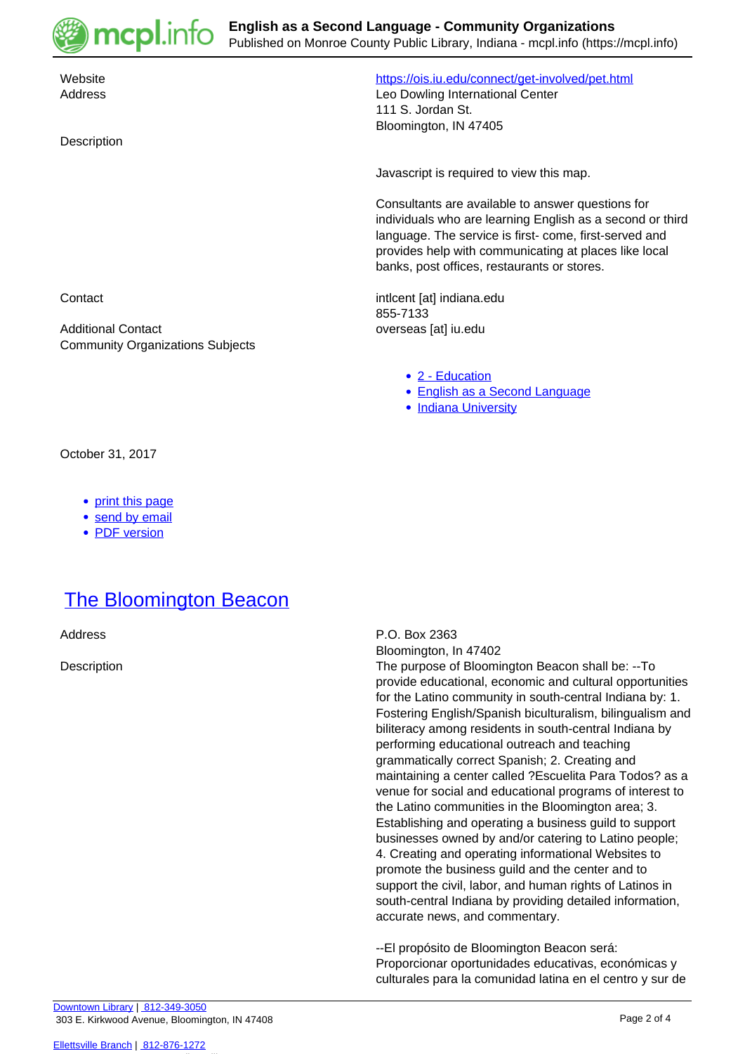Website https://ois.iu.edu/connect/get-involved/pet.html

Address
Leo Dowling International Center
111 S. Jordan St.
Bloomington, IN 47405

Description

Javascript is required to view this map.

Consultants are available to answer questions for individuals who are learning English as a second or third language. The service is first- come, first-served and provides help with communicating at places like local banks, post offices, restaurants or stores.

Contact
intlcent [at] indiana.edu
855-7133

Additional Contact
overseas [at] iu.edu

Community Organizations Subjects

- 2 - Education
- English as a Second Language
- Indiana University

October 31, 2017

- print this page
- send by email
- PDF version

## The Bloomington Beacon

Address
P.O. Box 2363
Bloomington, In 47402

Description
The purpose of Bloomington Beacon shall be: --To provide educational, economic and cultural opportunities for the Latino community in south-central Indiana by: 1. Fostering English/Spanish biculturalism, bilingualism and biliteracy among residents in south-central Indiana by performing educational outreach and teaching grammatically correct Spanish; 2. Creating and maintaining a center called ?Escuelita Para Todos? as a venue for social and educational programs of interest to the Latino communities in the Bloomington area; 3. Establishing and operating a business guild to support businesses owned by and/or catering to Latino people; 4. Creating and operating informational Websites to promote the business guild and the center and to support the civil, labor, and human rights of Latinos in south-central Indiana by providing detailed information, accurate news, and commentary.

--El propósito de Bloomington Beacon será: Proporcionar oportunidades educativas, económicas y culturales para la comunidad latina en el centro y sur de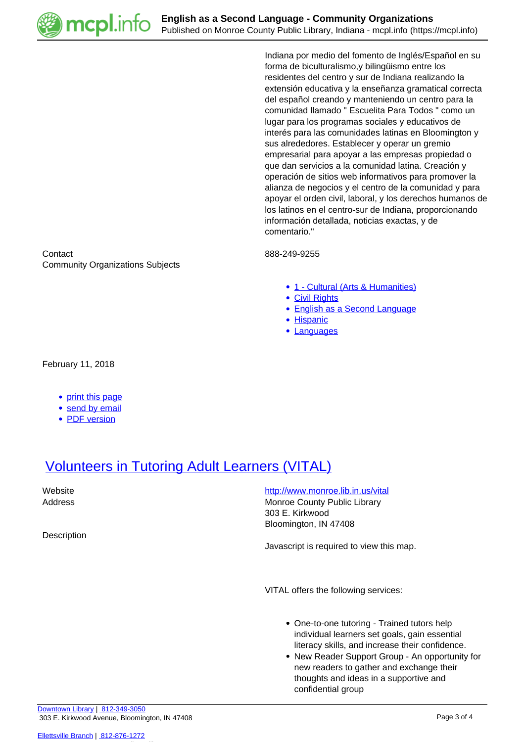Indiana por medio del fomento de Inglés/Español en su forma de biculturalismo,y bilingüismo entre los residentes del centro y sur de Indiana realizando la extensión educativa y la enseñanza gramatical correcta del español creando y manteniendo un centro para la comunidad llamado " Escuelita Para Todos " como un lugar para los programas sociales y educativos de interés para las comunidades latinas en Bloomington y sus alrededores. Establecer y operar un gremio empresarial para apoyar a las empresas propiedad o que dan servicios a la comunidad latina. Creación y operación de sitios web informativos para promover la alianza de negocios y el centro de la comunidad y para apoyar el orden civil, laboral, y los derechos humanos de los latinos en el centro-sur de Indiana, proporcionando información detallada, noticias exactas, y de comentario."

Contact
888-249-9255

Community Organizations Subjects

- 1 - Cultural (Arts & Humanities)
- Civil Rights
- English as a Second Language
- Hispanic
- Languages

February 11, 2018

- print this page
- send by email
- PDF version

## Volunteers in Tutoring Adult Learners (VITAL)

Website
http://www.monroe.lib.in.us/vital

Address
Monroe County Public Library
303 E. Kirkwood
Bloomington, IN 47408

Description

Javascript is required to view this map.

VITAL offers the following services:

- One-to-one tutoring - Trained tutors help individual learners set goals, gain essential literacy skills, and increase their confidence.
- New Reader Support Group - An opportunity for new readers to gather and exchange their thoughts and ideas in a supportive and confidential group

Downtown Library | 812-349-3050
303 E. Kirkwood Avenue, Bloomington, IN 47408

Ellettsville Branch | 812-876-1272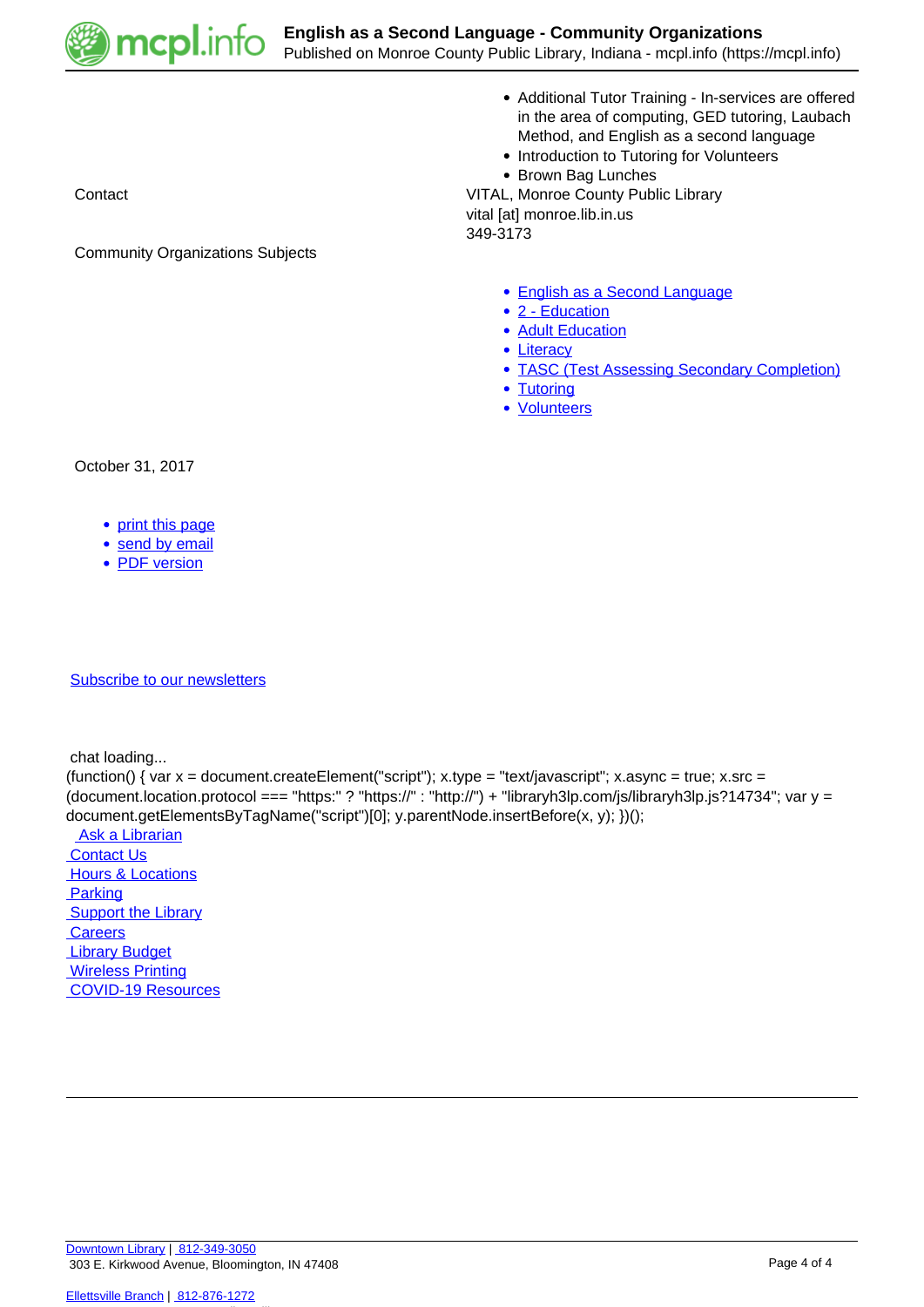- Additional Tutor Training - In-services are offered in the area of computing, GED tutoring, Laubach Method, and English as a second language
- Introduction to Tutoring for Volunteers
- Brown Bag Lunches

Contact

VITAL, Monroe County Public Library
vital [at] monroe.lib.in.us
349-3173

Community Organizations Subjects

- English as a Second Language
- 2 - Education
- Adult Education
- Literacy
- TASC (Test Assessing Secondary Completion)
- Tutoring
- Volunteers

October 31, 2017

- print this page
- send by email
- PDF version

Subscribe to our newsletters

chat loading...
(function() { var x = document.createElement("script"); x.type = "text/javascript"; x.async = true; x.src = (document.location.protocol === "https:" ? "https://" : "http://") + "libraryh3lp.com/js/libraryh3lp.js?14734"; var y = document.getElementsByTagName("script")[0]; y.parentNode.insertBefore(x, y); })();

Ask a Librarian
Contact Us
Hours & Locations
Parking
Support the Library
Careers
Library Budget
Wireless Printing
COVID-19 Resources

Downtown Library | 812-349-3050
303 E. Kirkwood Avenue, Bloomington, IN 47408

Ellettsville Branch | 812-876-1272